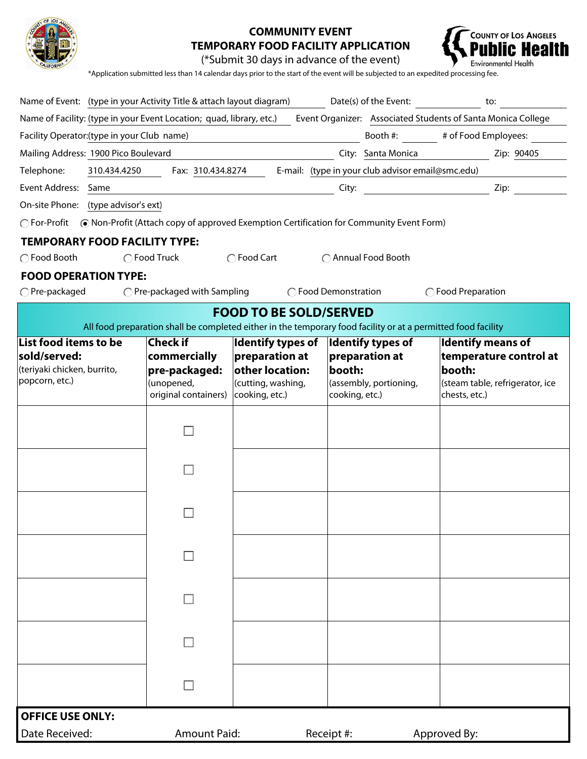# COMMUNITY EVENT TEMPORARY FOOD FACILITY APPLICATION

(*Submit 30 days in advance of the event)

COUNTY OF LOS ANGELES **Public Health** Environmental Health

*Application submitted less than 14 calendar days prior to the start of the event will be subjected to an expedited processing fee.

Name of Event: (type in your Activity Title & attach layout diagram) Date(s) of the Event: \_\_\_\_\_\_ to: \_\_\_\_\_\_

Name of Facility: (type in your Event Location; quad, library, etc.) Event Organizer: Associated Students of Santa Monica College

Facility Operator: (type in your Club name) Booth #: \_\_\_\_\_\_ # of Food Employees: \_\_\_\_\_\_

Mailing Address: 1900 Pico Boulevard City: Santa Monica Zip: 90405

Telephone: 310.434.4250 Fax: 310.434.8274 E-mail: (type in your club advisor email@smc.edu)

Event Address: Same City: \_\_\_\_\_\_ Zip: \_\_\_\_\_\_

On-site Phone: (type advisor's ext)

○ For-Profit ◉ Non-Profit (Attach copy of approved Exemption Certification for Community Event Form)

## TEMPORARY FOOD FACILITY TYPE:

○ Food Booth ○ Food Truck ○ Food Cart ○ Annual Food Booth

## FOOD OPERATION TYPE:

○ Pre-packaged ○ Pre-packaged with Sampling ○ Food Demonstration ○ Food Preparation

## FOOD TO BE SOLD/SERVED

All food preparation shall be completed either in the temporary food facility or at a permitted food facility

| **List food items to be sold/served:** (teriyaki chicken, burrito, popcorn, etc.) | **Check if commercially pre-packaged:** (unopened, original containers) | **Identify types of preparation at other location:** (cutting, washing, cooking, etc.) | **Identify types of preparation at booth:** (assembly, portioning, cooking, etc.) | **Identify means of temperature control at booth:** (steam table, refrigerator, ice chests, etc.) |
|---|---|---|---|---|
| | ☐ | | | |
| | ☐ | | | |
| | ☐ | | | |
| | ☐ | | | |
| | ☐ | | | |
| | ☐ | | | |
| | ☐ | | | |

**OFFICE USE ONLY:**

Date Received: Amount Paid: Receipt #: Approved By: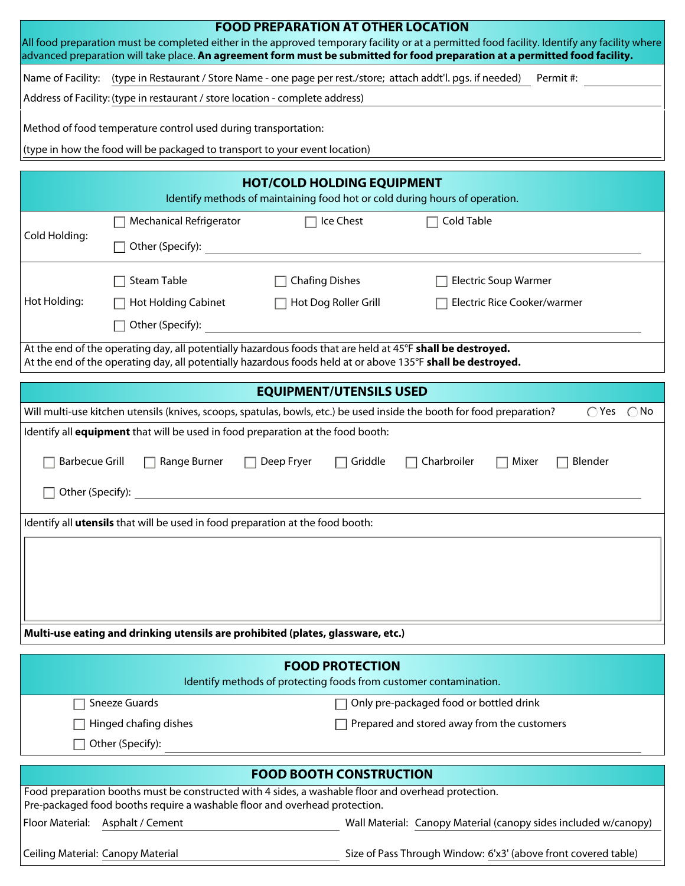## FOOD PREPARATION AT OTHER LOCATION

All food preparation must be completed either in the approved temporary facility or at a permitted food facility. Identify any facility where advanced preparation will take place. **An agreement form must be submitted for food preparation at a permitted food facility.**

Name of Facility: (type in Restaurant / Store Name - one page per rest./store; attach addt'l. pgs. if needed) Permit #: \_\_\_\_\_\_\_\_

Address of Facility: (type in restaurant / store location - complete address)

Method of food temperature control used during transportation:

(type in how the food will be packaged to transport to your event location)

## HOT/COLD HOLDING EQUIPMENT

Identify methods of maintaining food hot or cold during hours of operation.

Cold Holding:

- ☐ Mechanical Refrigerator
- ☐ Ice Chest
- ☐ Cold Table
- ☐ Other (Specify): \_\_\_\_\_\_\_\_

Hot Holding:

- ☐ Steam Table
- ☐ Chafing Dishes
- ☐ Electric Soup Warmer
- ☐ Hot Holding Cabinet
- ☐ Hot Dog Roller Grill
- ☐ Electric Rice Cooker/warmer
- ☐ Other (Specify): \_\_\_\_\_\_\_\_

At the end of the operating day, all potentially hazardous foods that are held at 45°F **shall be destroyed.**
At the end of the operating day, all potentially hazardous foods held at or above 135°F **shall be destroyed.**

## EQUIPMENT/UTENSILS USED

Will multi-use kitchen utensils (knives, scoops, spatulas, bowls, etc.) be used inside the booth for food preparation? ◯ Yes ◯ No

Identify all **equipment** that will be used in food preparation at the food booth:

- ☐ Barbecue Grill
- ☐ Range Burner
- ☐ Deep Fryer
- ☐ Griddle
- ☐ Charbroiler
- ☐ Mixer
- ☐ Blender
- ☐ Other (Specify): \_\_\_\_\_\_\_\_

Identify all **utensils** that will be used in food preparation at the food booth:

**Multi-use eating and drinking utensils are prohibited (plates, glassware, etc.)**

## FOOD PROTECTION

Identify methods of protecting foods from customer contamination.

- ☐ Sneeze Guards
- ☐ Only pre-packaged food or bottled drink
- ☐ Hinged chafing dishes
- ☐ Prepared and stored away from the customers
- ☐ Other (Specify): \_\_\_\_\_\_\_\_

## FOOD BOOTH CONSTRUCTION

Food preparation booths must be constructed with 4 sides, a washable floor and overhead protection.
Pre-packaged food booths require a washable floor and overhead protection.

Floor Material: Asphalt / Cement

Wall Material: Canopy Material (canopy sides included w/canopy)

Ceiling Material: Canopy Material

Size of Pass Through Window: 6'x3' (above front covered table)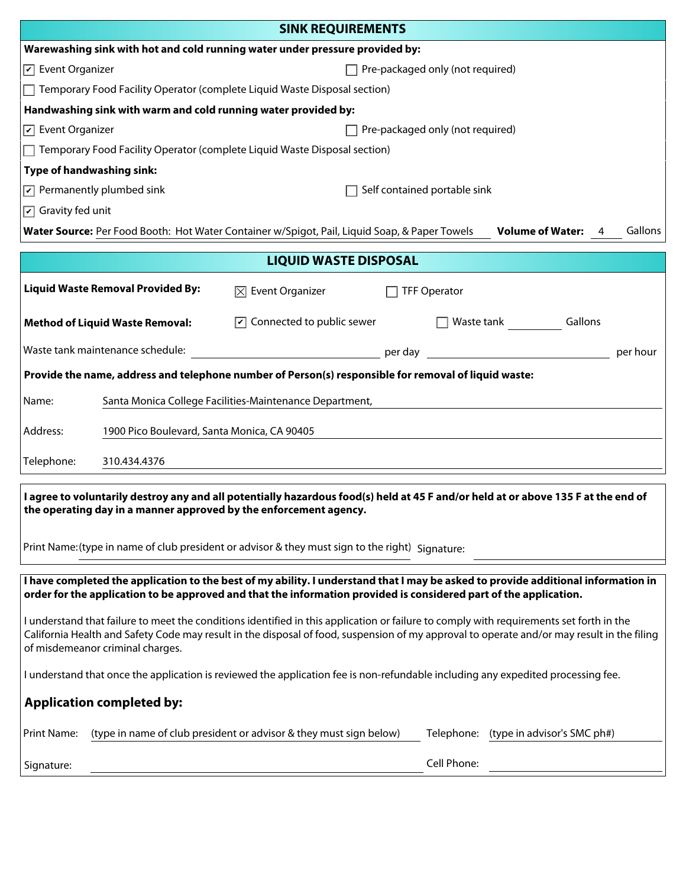## SINK REQUIREMENTS

**Warewashing sink with hot and cold running water under pressure provided by:**

- [x] Event Organizer
- [ ] Pre-packaged only (not required)
- [ ] Temporary Food Facility Operator (complete Liquid Waste Disposal section)

**Handwashing sink with warm and cold running water provided by:**

- [x] Event Organizer
- [ ] Pre-packaged only (not required)
- [ ] Temporary Food Facility Operator (complete Liquid Waste Disposal section)

**Type of handwashing sink:**

- [x] Permanently plumbed sink
- [ ] Self contained portable sink
- [x] Gravity fed unit

**Water Source:** Per Food Booth: Hot Water Container w/Spigot, Pail, Liquid Soap, & Paper Towels **Volume of Water:** 4 Gallons

## LIQUID WASTE DISPOSAL

**Liquid Waste Removal Provided By:** [x] Event Organizer [ ] TFF Operator

**Method of Liquid Waste Removal:** [x] Connected to public sewer [ ] Waste tank \_\_\_\_\_\_ Gallons

Waste tank maintenance schedule: \_\_\_\_\_\_ per day \_\_\_\_\_\_ per hour

**Provide the name, address and telephone number of Person(s) responsible for removal of liquid waste:**

Name: Santa Monica College Facilities-Maintenance Department,

Address: 1900 Pico Boulevard, Santa Monica, CA 90405

Telephone: 310.434.4376

**I agree to voluntarily destroy any and all potentially hazardous food(s) held at 45 F and/or held at or above 135 F at the end of the operating day in a manner approved by the enforcement agency.**

Print Name: (type in name of club president or advisor & they must sign to the right) Signature: \_\_\_\_\_\_

**I have completed the application to the best of my ability. I understand that I may be asked to provide additional information in order for the application to be approved and that the information provided is considered part of the application.**

I understand that failure to meet the conditions identified in this application or failure to comply with requirements set forth in the California Health and Safety Code may result in the disposal of food, suspension of my approval to operate and/or may result in the filing of misdemeanor criminal charges.

I understand that once the application is reviewed the application fee is non-refundable including any expedited processing fee.

### Application completed by:

Print Name: (type in name of club president or advisor & they must sign below) Telephone: (type in advisor's SMC ph#)

Signature: \_\_\_\_\_\_ Cell Phone: \_\_\_\_\_\_